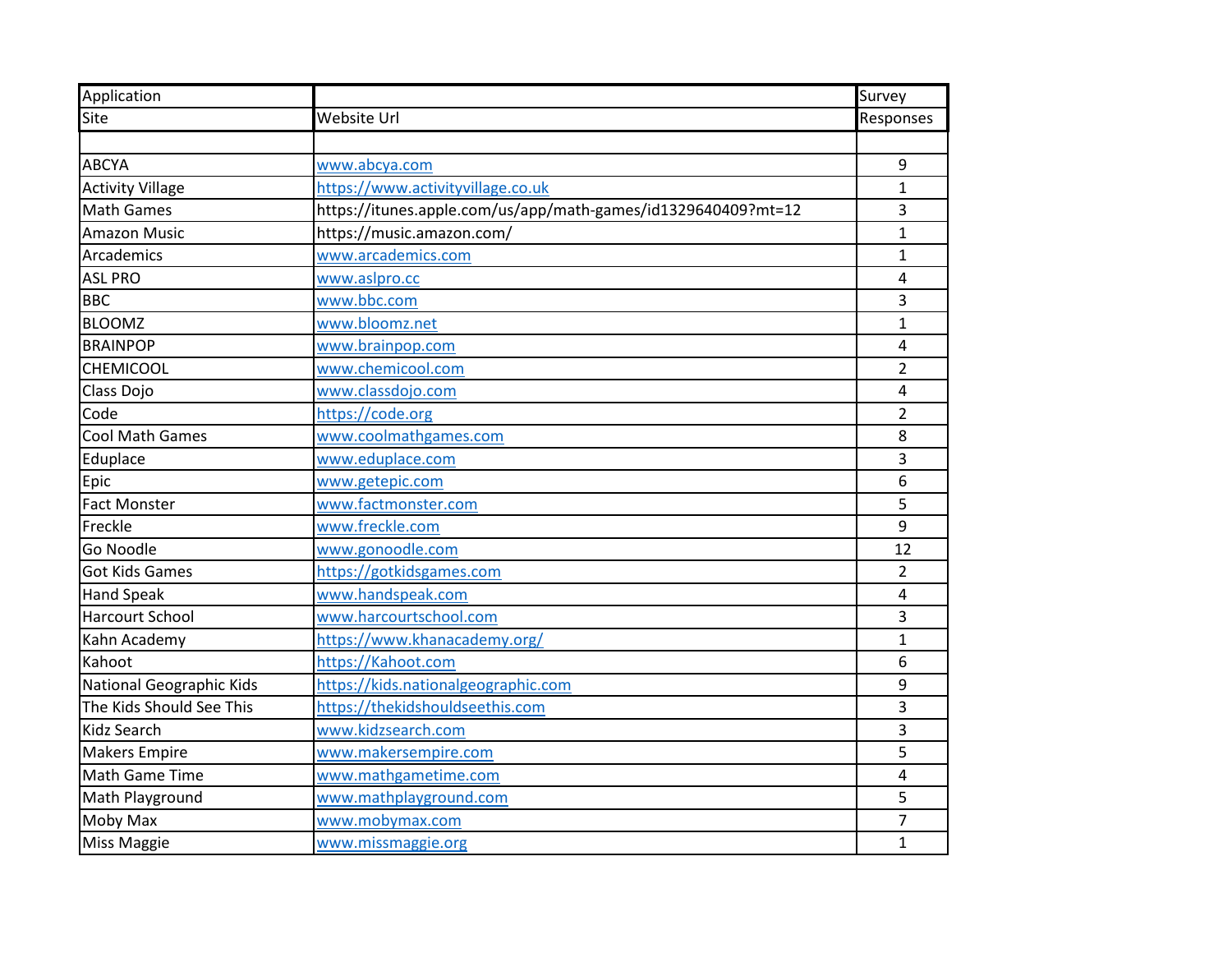| Application Site | Website Url | Survey Responses |
| --- | --- | --- |
| | | |
| ABCYA | www.abcya.com | 9 |
| Activity Village | https://www.activityvillage.co.uk | 1 |
| Math Games | https://itunes.apple.com/us/app/math-games/id1329640409?mt=12 | 3 |
| Amazon Music | https://music.amazon.com/ | 1 |
| Arcademics | www.arcademics.com | 1 |
| ASL PRO | www.aslpro.cc | 4 |
| BBC | www.bbc.com | 3 |
| BLOOMZ | www.bloomz.net | 1 |
| BRAINPOP | www.brainpop.com | 4 |
| CHEMICOOL | www.chemicool.com | 2 |
| Class Dojo | www.classdojo.com | 4 |
| Code | https://code.org | 2 |
| Cool Math Games | www.coolmathgames.com | 8 |
| Eduplace | www.eduplace.com | 3 |
| Epic | www.getepic.com | 6 |
| Fact Monster | www.factmonster.com | 5 |
| Freckle | www.freckle.com | 9 |
| Go Noodle | www.gonoodle.com | 12 |
| Got Kids Games | https://gotkidsgames.com | 2 |
| Hand Speak | www.handspeak.com | 4 |
| Harcourt School | www.harcourtschool.com | 3 |
| Kahn Academy | https://www.khanacademy.org/ | 1 |
| Kahoot | https://Kahoot.com | 6 |
| National Geographic Kids | https://kids.nationalgeographic.com | 9 |
| The Kids Should See This | https://thekidshouldseethis.com | 3 |
| Kidz Search | www.kidzsearch.com | 3 |
| Makers Empire | www.makersempire.com | 5 |
| Math Game Time | www.mathgametime.com | 4 |
| Math Playground | www.mathplayground.com | 5 |
| Moby Max | www.mobymax.com | 7 |
| Miss Maggie | www.missmaggie.org | 1 |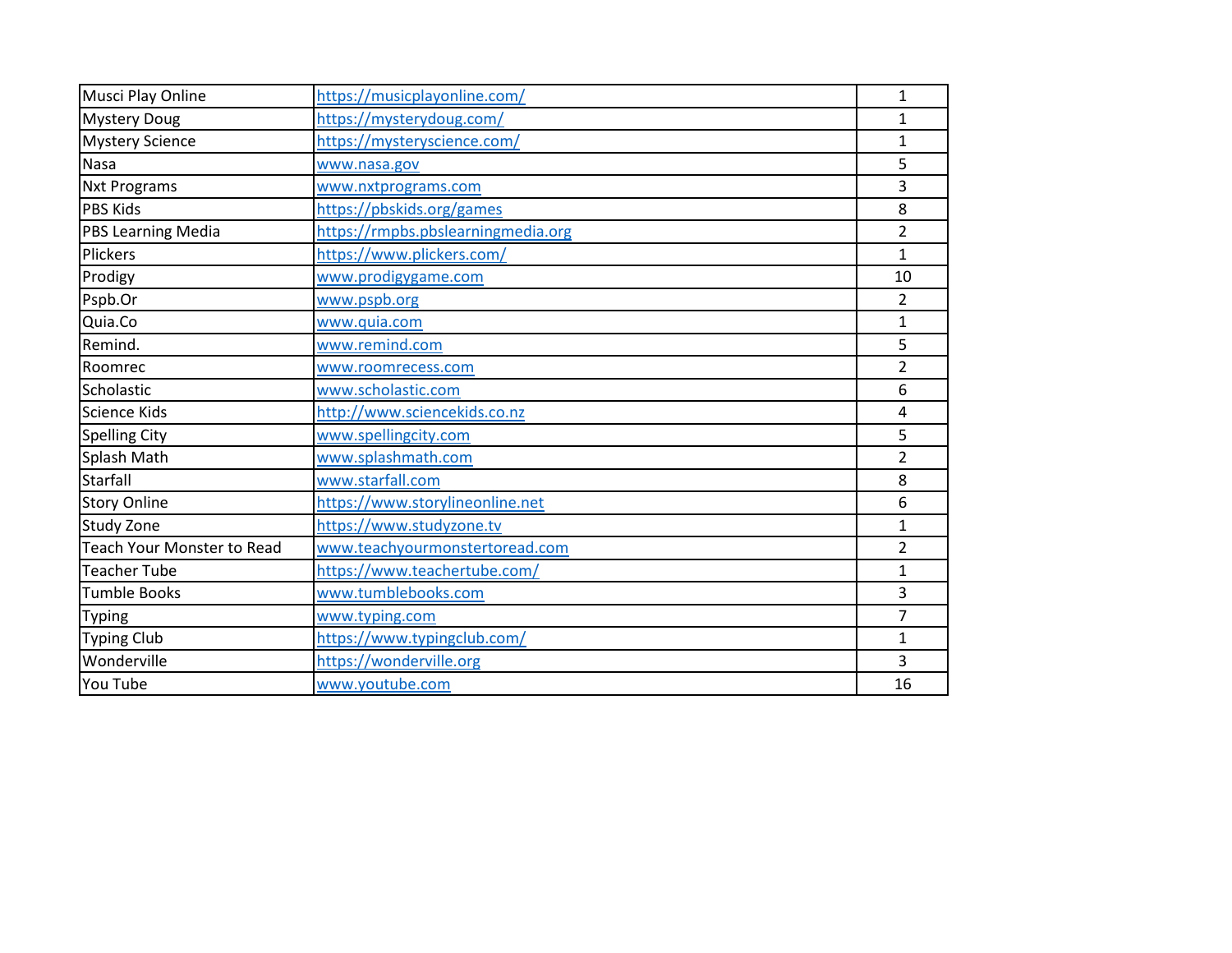| | | |
|---|---|---|
| Musci Play Online | https://musicplayonline.com/ | 1 |
| Mystery Doug | https://mysterydoug.com/ | 1 |
| Mystery Science | https://mysteryscience.com/ | 1 |
| Nasa | www.nasa.gov | 5 |
| Nxt Programs | www.nxtprograms.com | 3 |
| PBS Kids | https://pbskids.org/games | 8 |
| PBS Learning Media | https://rmpbs.pbslearningmedia.org | 2 |
| Plickers | https://www.plickers.com/ | 1 |
| Prodigy | www.prodigygame.com | 10 |
| Pspb.Or | www.pspb.org | 2 |
| Quia.Co | www.quia.com | 1 |
| Remind. | www.remind.com | 5 |
| Roomrec | www.roomrecess.com | 2 |
| Scholastic | www.scholastic.com | 6 |
| Science Kids | http://www.sciencekids.co.nz | 4 |
| Spelling City | www.spellingcity.com | 5 |
| Splash Math | www.splashmath.com | 2 |
| Starfall | www.starfall.com | 8 |
| Story Online | https://www.storylineonline.net | 6 |
| Study Zone | https://www.studyzone.tv | 1 |
| Teach Your Monster to Read | www.teachyourmonstertoread.com | 2 |
| Teacher Tube | https://www.teachertube.com/ | 1 |
| Tumble Books | www.tumblebooks.com | 3 |
| Typing | www.typing.com | 7 |
| Typing Club | https://www.typingclub.com/ | 1 |
| Wonderville | https://wonderville.org | 3 |
| You Tube | www.youtube.com | 16 |